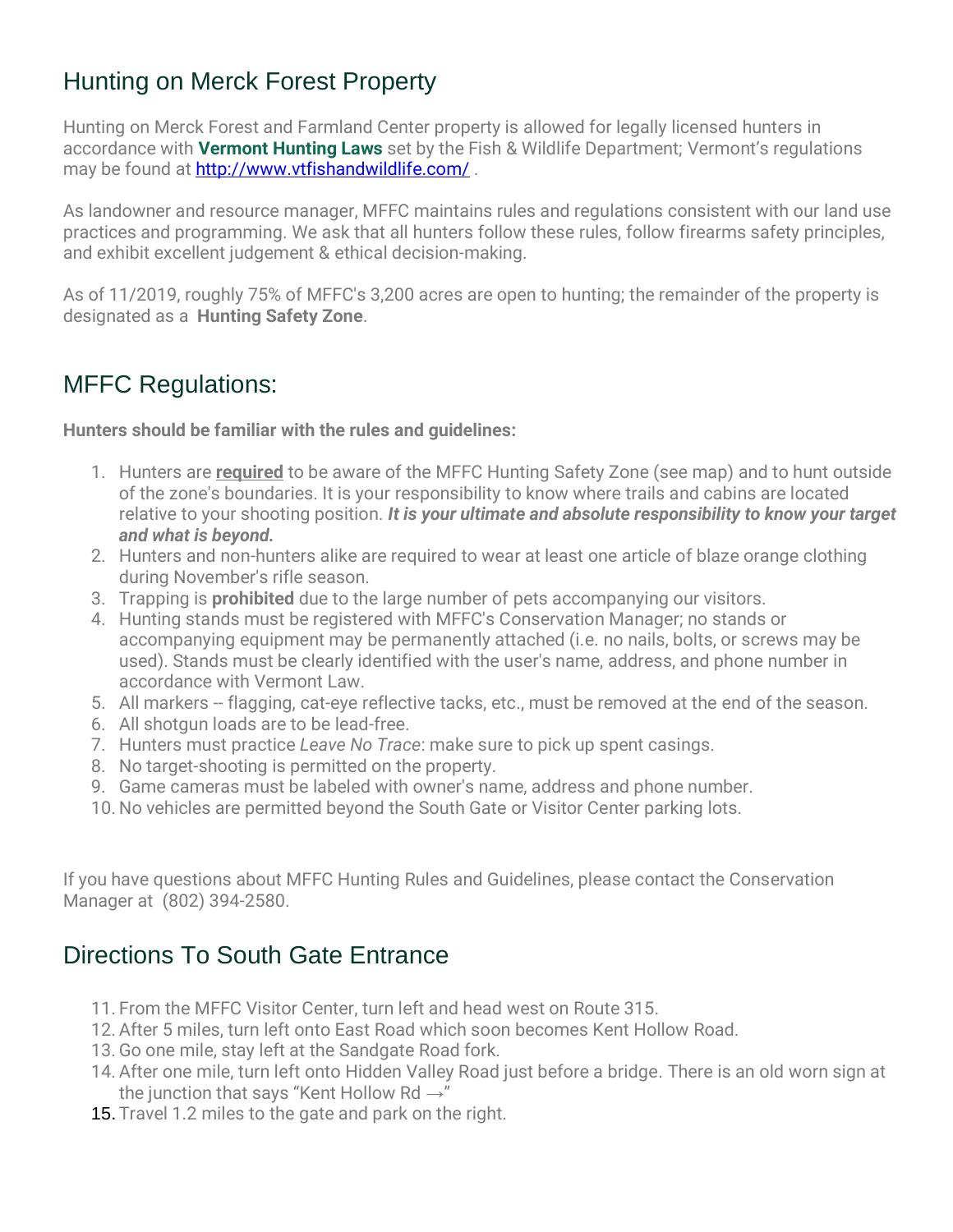## Hunting on Merck Forest Property

Hunting on Merck Forest and Farmland Center property is allowed for legally licensed hunters in accordance with **Vermont Hunting Laws** set by the Fish & Wildlife Department; Vermont's regulations may be found at http://www.vtfishandwildlife.com/ .

As landowner and resource manager, MFFC maintains rules and regulations consistent with our land use practices and programming. We ask that all hunters follow these rules, follow firearms safety principles, and exhibit excellent judgement & ethical decision-making.

As of 11/2019, roughly 75% of MFFC's 3,200 acres are open to hunting; the remainder of the property is designated as a **Hunting Safety Zone**.

## MFFC Regulations:

**Hunters should be familiar with the rules and guidelines:**

1. Hunters are **required** to be aware of the MFFC Hunting Safety Zone (see map) and to hunt outside of the zone's boundaries. It is your responsibility to know where trails and cabins are located relative to your shooting position. ***It is your ultimate and absolute responsibility to know your target and what is beyond.***
2. Hunters and non-hunters alike are required to wear at least one article of blaze orange clothing during November's rifle season.
3. Trapping is **prohibited** due to the large number of pets accompanying our visitors.
4. Hunting stands must be registered with MFFC's Conservation Manager; no stands or accompanying equipment may be permanently attached (i.e. no nails, bolts, or screws may be used). Stands must be clearly identified with the user's name, address, and phone number in accordance with Vermont Law.
5. All markers -- flagging, cat-eye reflective tacks, etc., must be removed at the end of the season.
6. All shotgun loads are to be lead-free.
7. Hunters must practice *Leave No Trace*: make sure to pick up spent casings.
8. No target-shooting is permitted on the property.
9. Game cameras must be labeled with owner's name, address and phone number.
10. No vehicles are permitted beyond the South Gate or Visitor Center parking lots.

If you have questions about MFFC Hunting Rules and Guidelines, please contact the Conservation Manager at (802) 394-2580.

## Directions To South Gate Entrance

11. From the MFFC Visitor Center, turn left and head west on Route 315.
12. After 5 miles, turn left onto East Road which soon becomes Kent Hollow Road.
13. Go one mile, stay left at the Sandgate Road fork.
14. After one mile, turn left onto Hidden Valley Road just before a bridge. There is an old worn sign at the junction that says "Kent Hollow Rd →"
15. Travel 1.2 miles to the gate and park on the right.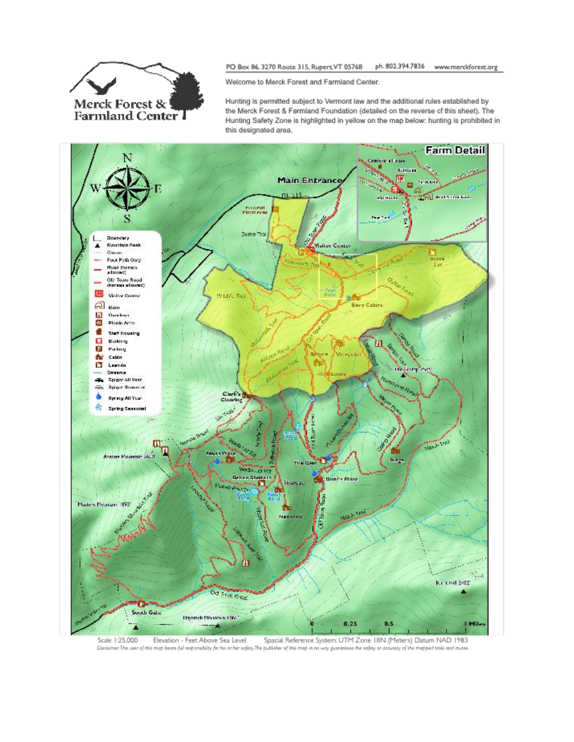Merck Forest & Farmland Center

PO Box 86, 3270 Route 315, Rupert, VT 05768 ph. 802.394.7836 www.merckforest.org

Welcome to Merck Forest and Farmland Center.

Hunting is permitted subject to Vermont law and the additional rules established by the Merck Forest & Farmland Foundation (detailed on the reverse of this sheet). The Hunting Safety Zone is highlighted in yellow on the map below: hunting is prohibited in this designated area.

Farm Detail

Main Entrance

Boundary
Mountain Peak
Stream
Foot Path Only
Road (horses allowed)
Old Town Road (horses allowed)
Visitor Center
Barn
Outhouse
Picnic Area
Staff Housing
Building
Parking
Cabin
Lean-to
Stream
Spigot All Year
Spigot Seasonal
Spring All Year
Spring Seasonal

0 0.25 0.5 1 Miles

Scale 1:25,000 Elevation - Feet Above Sea Level Spacial Reference System: UTM Zone 18N (Meters) Datum NAD 1983

*Disclaimer: The user of this map bears full responsibility for his or her safety. The publisher of this map in no way guarantees the safety or accuracy of the mapped trails and routes.*